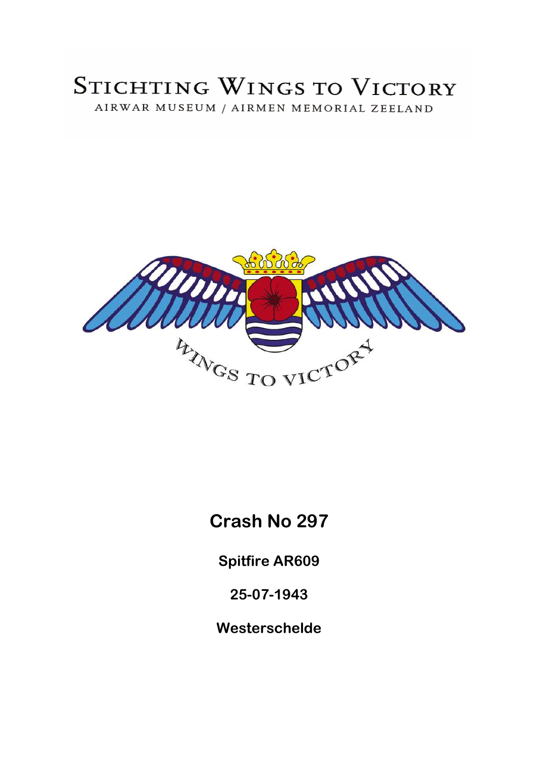# STICHTING WINGS TO VICTORY

AIRWAR MUSEUM / AIRMEN MEMORIAL ZEELAND

WINGS TO VICTORY

# Crash No 297

**Spitfire AR609**

**25-07-1943**

**Westerschelde**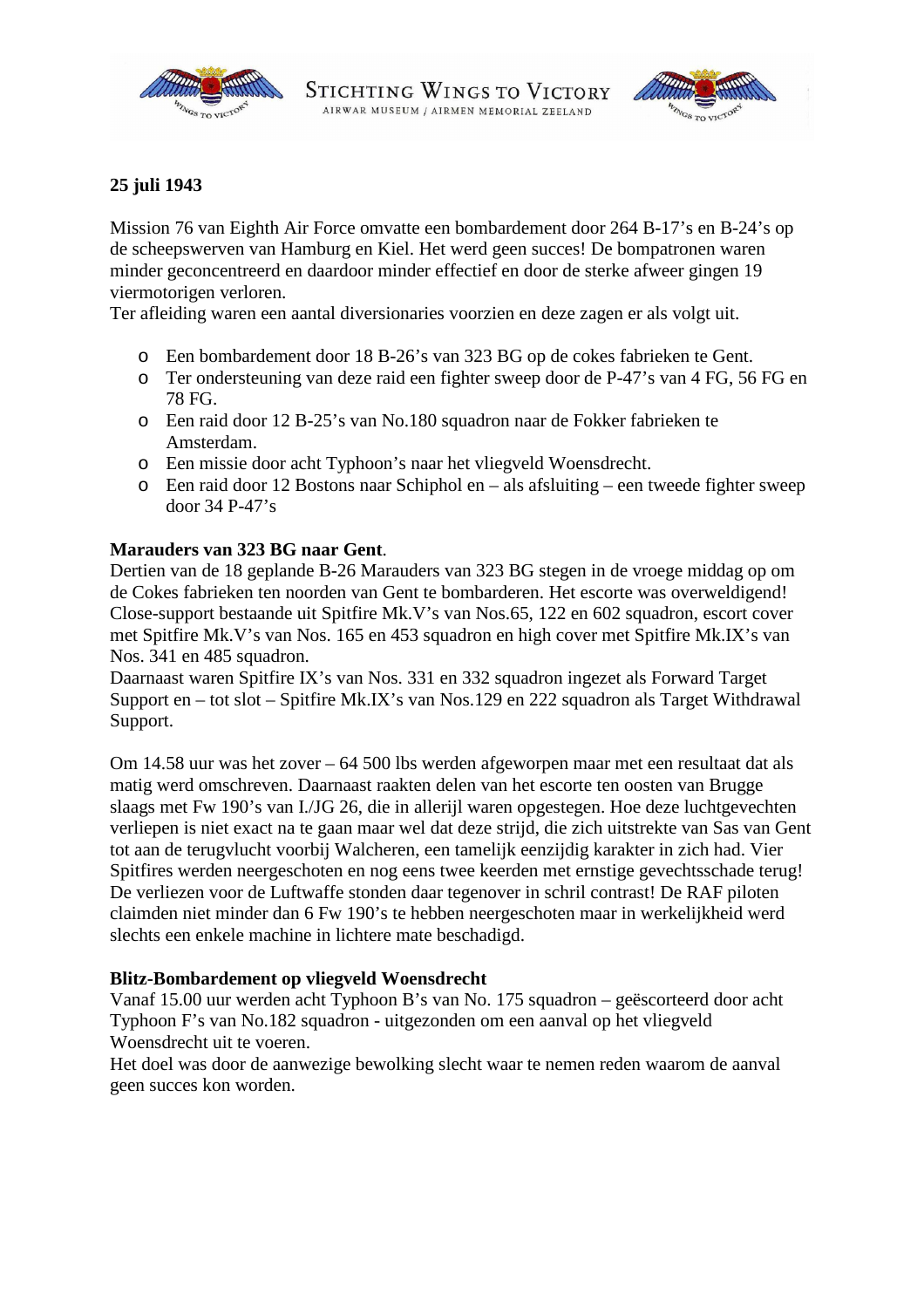**25 juli 1943**

Mission 76 van Eighth Air Force omvatte een bombardement door 264 B-17's en B-24's op de scheepswerven van Hamburg en Kiel. Het werd geen succes! De bompatronen waren minder geconcentreerd en daardoor minder effectief en door de sterke afweer gingen 19 viermotorigen verloren.
Ter afleiding waren een aantal diversionaries voorzien en deze zagen er als volgt uit.

- Een bombardement door 18 B-26's van 323 BG op de cokes fabrieken te Gent.
- Ter ondersteuning van deze raid een fighter sweep door de P-47's van 4 FG, 56 FG en 78 FG.
- Een raid door 12 B-25's van No.180 squadron naar de Fokker fabrieken te Amsterdam.
- Een missie door acht Typhoon's naar het vliegveld Woensdrecht.
- Een raid door 12 Bostons naar Schiphol en – als afsluiting – een tweede fighter sweep door 34 P-47's

**Marauders van 323 BG naar Gent**.
Dertien van de 18 geplande B-26 Marauders van 323 BG stegen in de vroege middag op om de Cokes fabrieken ten noorden van Gent te bombarderen. Het escorte was overweldigend! Close-support bestaande uit Spitfire Mk.V's van Nos.65, 122 en 602 squadron, escort cover met Spitfire Mk.V's van Nos. 165 en 453 squadron en high cover met Spitfire Mk.IX's van Nos. 341 en 485 squadron.
Daarnaast waren Spitfire IX's van Nos. 331 en 332 squadron ingezet als Forward Target Support en – tot slot – Spitfire Mk.IX's van Nos.129 en 222 squadron als Target Withdrawal Support.

Om 14.58 uur was het zover – 64 500 lbs werden afgeworpen maar met een resultaat dat als matig werd omschreven. Daarnaast raakten delen van het escorte ten oosten van Brugge slaags met Fw 190's van I./JG 26, die in allerijl waren opgestegen. Hoe deze luchtgevechten verliepen is niet exact na te gaan maar wel dat deze strijd, die zich uitstrekte van Sas van Gent tot aan de terugvlucht voorbij Walcheren, een tamelijk eenzijdig karakter in zich had. Vier Spitfires werden neergeschoten en nog eens twee keerden met ernstige gevechtsschade terug! De verliezen voor de Luftwaffe stonden daar tegenover in schril contrast! De RAF piloten claimden niet minder dan 6 Fw 190's te hebben neergeschoten maar in werkelijkheid werd slechts een enkele machine in lichtere mate beschadigd.

**Blitz-Bombardement op vliegveld Woensdrecht**
Vanaf 15.00 uur werden acht Typhoon B's van No. 175 squadron – geëscorteerd door acht Typhoon F's van No.182 squadron - uitgezonden om een aanval op het vliegveld Woensdrecht uit te voeren.
Het doel was door de aanwezige bewolking slecht waar te nemen reden waarom de aanval geen succes kon worden.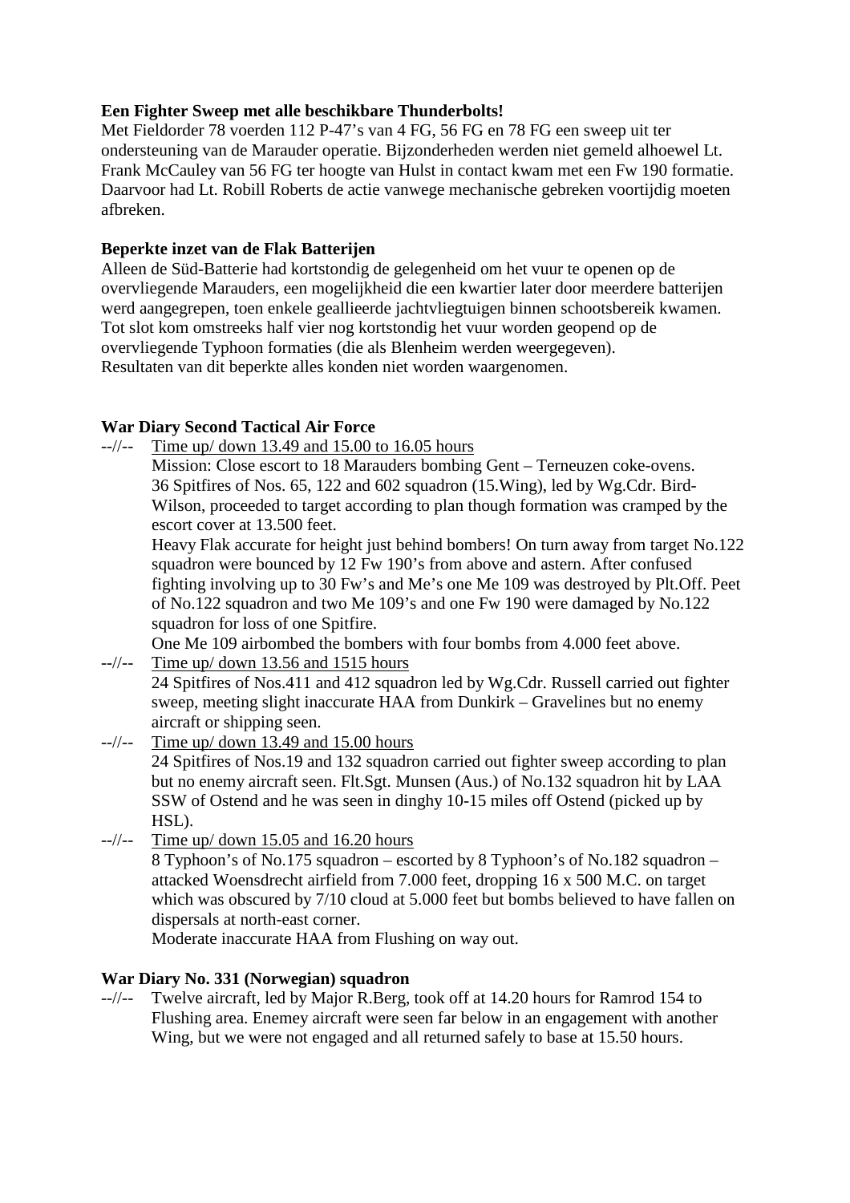**Een Fighter Sweep met alle beschikbare Thunderbolts!**
Met Fieldorder 78 voerden 112 P-47's van 4 FG, 56 FG en 78 FG een sweep uit ter ondersteuning van de Marauder operatie. Bijzonderheden werden niet gemeld alhoewel Lt. Frank McCauley van 56 FG ter hoogte van Hulst in contact kwam met een Fw 190 formatie. Daarvoor had Lt. Robill Roberts de actie vanwege mechanische gebreken voortijdig moeten afbreken.

**Beperkte inzet van de Flak Batterijen**
Alleen de Süd-Batterie had kortstondig de gelegenheid om het vuur te openen op de overvliegende Marauders, een mogelijkheid die een kwartier later door meerdere batterijen werd aangegrepen, toen enkele geallieerde jachtvliegtuigen binnen schootsbereik kwamen. Tot slot kom omstreeks half vier nog kortstondig het vuur worden geopend op de overvliegende Typhoon formaties (die als Blenheim werden weergegeven).
Resultaten van dit beperkte alles konden niet worden waargenomen.

**War Diary Second Tactical Air Force**

--//-- <u>Time up/ down 13.49 and 15.00 to 16.05 hours</u>
Mission: Close escort to 18 Marauders bombing Gent – Terneuzen coke-ovens.
36 Spitfires of Nos. 65, 122 and 602 squadron (15.Wing), led by Wg.Cdr. Bird-Wilson, proceeded to target according to plan though formation was cramped by the escort cover at 13.500 feet.
Heavy Flak accurate for height just behind bombers! On turn away from target No.122 squadron were bounced by 12 Fw 190's from above and astern. After confused fighting involving up to 30 Fw's and Me's one Me 109 was destroyed by Plt.Off. Peet of No.122 squadron and two Me 109's and one Fw 190 were damaged by No.122 squadron for loss of one Spitfire.
One Me 109 airbombed the bombers with four bombs from 4.000 feet above.

--//-- <u>Time up/ down 13.56 and 1515 hours</u>
24 Spitfires of Nos.411 and 412 squadron led by Wg.Cdr. Russell carried out fighter sweep, meeting slight inaccurate HAA from Dunkirk – Gravelines but no enemy aircraft or shipping seen.

--//-- <u>Time up/ down 13.49 and 15.00 hours</u>
24 Spitfires of Nos.19 and 132 squadron carried out fighter sweep according to plan but no enemy aircraft seen. Flt.Sgt. Munsen (Aus.) of No.132 squadron hit by LAA SSW of Ostend and he was seen in dinghy 10-15 miles off Ostend (picked up by HSL).

--//-- <u>Time up/ down 15.05 and 16.20 hours</u>
8 Typhoon's of No.175 squadron – escorted by 8 Typhoon's of No.182 squadron – attacked Woensdrecht airfield from 7.000 feet, dropping 16 x 500 M.C. on target which was obscured by 7/10 cloud at 5.000 feet but bombs believed to have fallen on dispersals at north-east corner.
Moderate inaccurate HAA from Flushing on way out.

**War Diary No. 331 (Norwegian) squadron**

--//-- Twelve aircraft, led by Major R.Berg, took off at 14.20 hours for Ramrod 154 to Flushing area. Enemey aircraft were seen far below in an engagement with another Wing, but we were not engaged and all returned safely to base at 15.50 hours.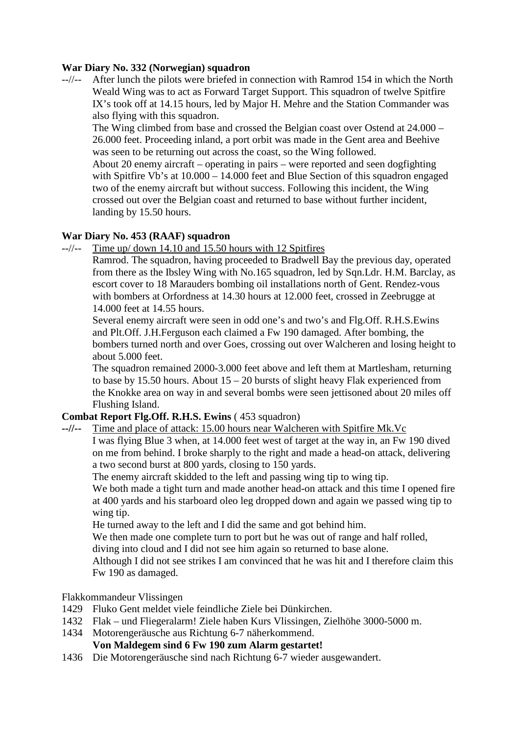**War Diary No. 332 (Norwegian) squadron**

--//-- After lunch the pilots were briefed in connection with Ramrod 154 in which the North Weald Wing was to act as Forward Target Support. This squadron of twelve Spitfire IX's took off at 14.15 hours, led by Major H. Mehre and the Station Commander was also flying with this squadron.

The Wing climbed from base and crossed the Belgian coast over Ostend at 24.000 – 26.000 feet. Proceeding inland, a port orbit was made in the Gent area and Beehive was seen to be returning out across the coast, so the Wing followed.

About 20 enemy aircraft – operating in pairs – were reported and seen dogfighting with Spitfire Vb's at 10.000 – 14.000 feet and Blue Section of this squadron engaged two of the enemy aircraft but without success. Following this incident, the Wing crossed out over the Belgian coast and returned to base without further incident, landing by 15.50 hours.

**War Diary No. 453 (RAAF) squadron**

--//-- <u>Time up/ down 14.10 and 15.50 hours with 12 Spitfires</u>

Ramrod. The squadron, having proceeded to Bradwell Bay the previous day, operated from there as the Ibsley Wing with No.165 squadron, led by Sqn.Ldr. H.M. Barclay, as escort cover to 18 Marauders bombing oil installations north of Gent. Rendez-vous with bombers at Orfordness at 14.30 hours at 12.000 feet, crossed in Zeebrugge at 14.000 feet at 14.55 hours.

Several enemy aircraft were seen in odd one's and two's and Flg.Off. R.H.S.Ewins and Plt.Off. J.H.Ferguson each claimed a Fw 190 damaged. After bombing, the bombers turned north and over Goes, crossing out over Walcheren and losing height to about 5.000 feet.

The squadron remained 2000-3.000 feet above and left them at Martlesham, returning to base by 15.50 hours. About 15 – 20 bursts of slight heavy Flak experienced from the Knokke area on way in and several bombs were seen jettisoned about 20 miles off Flushing Island.

**Combat Report Flg.Off. R.H.S. Ewins** ( 453 squadron)

**--//--** <u>Time and place of attack: 15.00 hours near Walcheren with Spitfire Mk.Vc</u>

I was flying Blue 3 when, at 14.000 feet west of target at the way in, an Fw 190 dived on me from behind. I broke sharply to the right and made a head-on attack, delivering a two second burst at 800 yards, closing to 150 yards.

The enemy aircraft skidded to the left and passing wing tip to wing tip.

We both made a tight turn and made another head-on attack and this time I opened fire at 400 yards and his starboard oleo leg dropped down and again we passed wing tip to wing tip.

He turned away to the left and I did the same and got behind him.

We then made one complete turn to port but he was out of range and half rolled, diving into cloud and I did not see him again so returned to base alone.

Although I did not see strikes I am convinced that he was hit and I therefore claim this Fw 190 as damaged.

Flakkommandeur Vlissingen

1429 Fluko Gent meldet viele feindliche Ziele bei Dünkirchen.

1432 Flak – und Fliegeralarm! Ziele haben Kurs Vlissingen, Zielhöhe 3000-5000 m.

1434 Motorengeräusche aus Richtung 6-7 näherkommend.
**Von Maldegem sind 6 Fw 190 zum Alarm gestartet!**

1436 Die Motorengeräusche sind nach Richtung 6-7 wieder ausgewandert.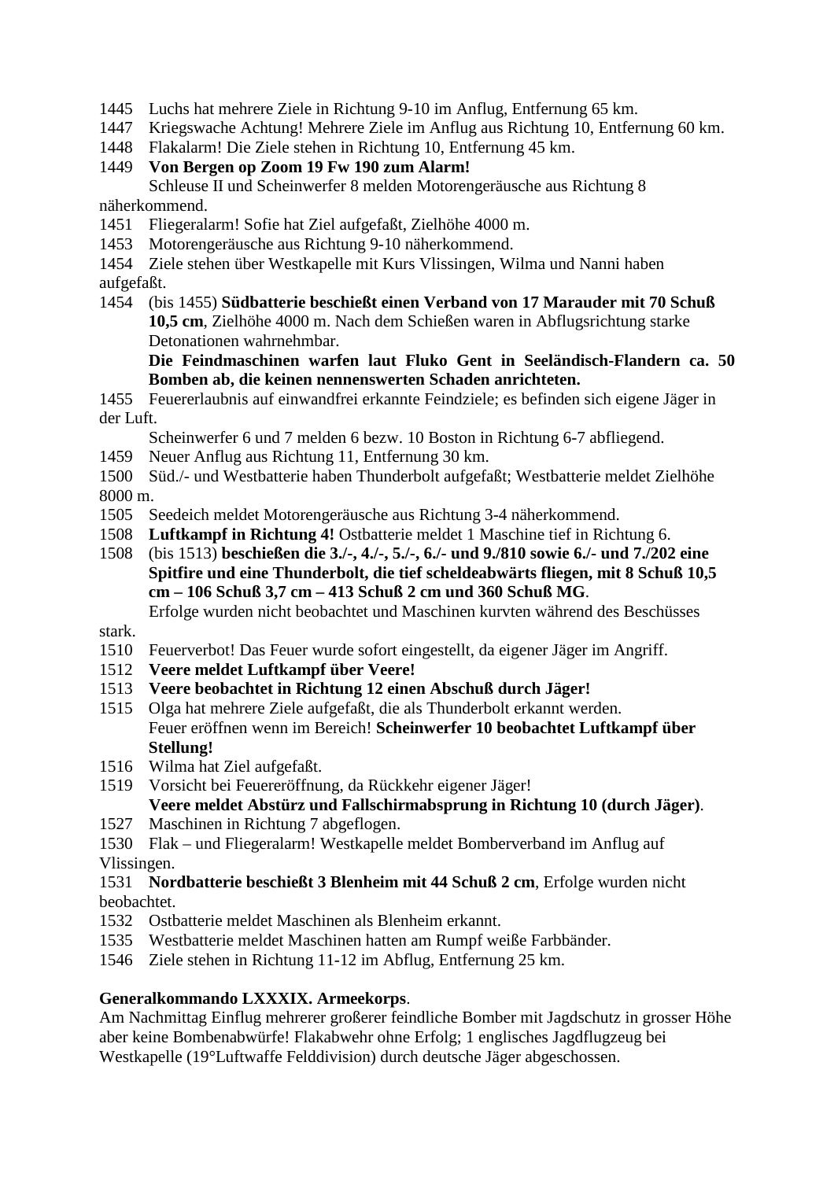1445 Luchs hat mehrere Ziele in Richtung 9-10 im Anflug, Entfernung 65 km.
1447 Kriegswache Achtung! Mehrere Ziele im Anflug aus Richtung 10, Entfernung 60 km.
1448 Flakalarm! Die Ziele stehen in Richtung 10, Entfernung 45 km.
1449 **Von Bergen op Zoom 19 Fw 190 zum Alarm!**
Schleuse II und Scheinwerfer 8 melden Motorengeräusche aus Richtung 8 näherkommend.
1451 Fliegeralarm! Sofie hat Ziel aufgefaßt, Zielhöhe 4000 m.
1453 Motorengeräusche aus Richtung 9-10 näherkommend.
1454 Ziele stehen über Westkapelle mit Kurs Vlissingen, Wilma und Nanni haben aufgefaßt.
1454 (bis 1455) **Südbatterie beschießt einen Verband von 17 Marauder mit 70 Schuß 10,5 cm**, Zielhöhe 4000 m. Nach dem Schießen waren in Abflugsrichtung starke Detonationen wahrnehmbar.
**Die Feindmaschinen warfen laut Fluko Gent in Seeländisch-Flandern ca. 50 Bomben ab, die keinen nennenswerten Schaden anrichteten.**
1455 Feuererlaubnis auf einwandfrei erkannte Feindziele; es befinden sich eigene Jäger in der Luft.
Scheinwerfer 6 und 7 melden 6 bezw. 10 Boston in Richtung 6-7 abfliegend.
1459 Neuer Anflug aus Richtung 11, Entfernung 30 km.
1500 Süd./- und Westbatterie haben Thunderbolt aufgefaßt; Westbatterie meldet Zielhöhe 8000 m.
1505 Seedeich meldet Motorengeräusche aus Richtung 3-4 näherkommend.
1508 **Luftkampf in Richtung 4!** Ostbatterie meldet 1 Maschine tief in Richtung 6.
1508 (bis 1513) **beschießen die 3./-, 4./-, 5./-, 6./- und 9./810 sowie 6./- und 7./202 eine Spitfire und eine Thunderbolt, die tief scheldeabwärts fliegen, mit 8 Schuß 10,5 cm – 106 Schuß 3,7 cm – 413 Schuß 2 cm und 360 Schuß MG**.
Erfolge wurden nicht beobachtet und Maschinen kurvten während des Beschüsses stark.
1510 Feuerverbot! Das Feuer wurde sofort eingestellt, da eigener Jäger im Angriff.
1512 **Veere meldet Luftkampf über Veere!**
1513 **Veere beobachtet in Richtung 12 einen Abschuß durch Jäger!**
1515 Olga hat mehrere Ziele aufgefaßt, die als Thunderbolt erkannt werden.
Feuer eröffnen wenn im Bereich! **Scheinwerfer 10 beobachtet Luftkampf über Stellung!**
1516 Wilma hat Ziel aufgefaßt.
1519 Vorsicht bei Feuereröffnung, da Rückkehr eigener Jäger!
**Veere meldet Abstürz und Fallschirmabsprung in Richtung 10 (durch Jäger)**.
1527 Maschinen in Richtung 7 abgeflogen.
1530 Flak – und Fliegeralarm! Westkapelle meldet Bomberverband im Anflug auf Vlissingen.
1531 **Nordbatterie beschießt 3 Blenheim mit 44 Schuß 2 cm**, Erfolge wurden nicht beobachtet.
1532 Ostbatterie meldet Maschinen als Blenheim erkannt.
1535 Westbatterie meldet Maschinen hatten am Rumpf weiße Farbbänder.
1546 Ziele stehen in Richtung 11-12 im Abflug, Entfernung 25 km.

**Generalkommando LXXXIX. Armeekorps**.
Am Nachmittag Einflug mehrerer großerer feindliche Bomber mit Jagdschutz in grosser Höhe aber keine Bombenabwürfe! Flakabwehr ohne Erfolg; 1 englisches Jagdflugzeug bei Westkapelle (19°Luftwaffe Felddivision) durch deutsche Jäger abgeschossen.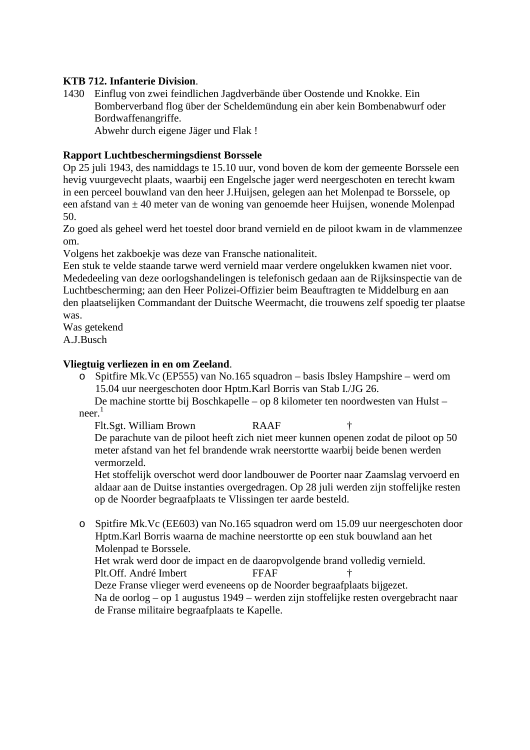**KTB 712. Infanterie Division**.

1430 Einflug von zwei feindlichen Jagdverbände über Oostende und Knokke. Ein Bomberverband flog über der Scheldemündung ein aber kein Bombenabwurf oder Bordwaffenangriffe.
Abwehr durch eigene Jäger und Flak !

**Rapport Luchtbeschermingsdienst Borssele**

Op 25 juli 1943, des namiddags te 15.10 uur, vond boven de kom der gemeente Borssele een hevig vuurgevecht plaats, waarbij een Engelsche jager werd neergeschoten en terecht kwam in een perceel bouwland van den heer J.Huijsen, gelegen aan het Molenpad te Borssele, op een afstand van ± 40 meter van de woning van genoemde heer Huijsen, wonende Molenpad 50.
Zo goed als geheel werd het toestel door brand vernield en de piloot kwam in de vlammenzee om.
Volgens het zakboekje was deze van Fransche nationaliteit.
Een stuk te velde staande tarwe werd vernield maar verdere ongelukken kwamen niet voor.
Mededeeling van deze oorlogshandelingen is telefonisch gedaan aan de Rijksinspectie van de Luchtbescherming; aan den Heer Polizei-Offizier beim Beauftragten te Middelburg en aan den plaatselijken Commandant der Duitsche Weermacht, die trouwens zelf spoedig ter plaatse was.
Was getekend
A.J.Busch

**Vliegtuig verliezen in en om Zeeland**.

- Spitfire Mk.Vc (EP555) van No.165 squadron – basis Ibsley Hampshire – werd om 15.04 uur neergeschoten door Hptm.Karl Borris van Stab I./JG 26.
  De machine stortte bij Boschkapelle – op 8 kilometer ten noordwesten van Hulst – neer.[1]
  Flt.Sgt. William Brown RAAF †
  De parachute van de piloot heeft zich niet meer kunnen openen zodat de piloot op 50 meter afstand van het fel brandende wrak neerstortte waarbij beide benen werden vermorzeld.
  Het stoffelijk overschot werd door landbouwer de Poorter naar Zaamslag vervoerd en aldaar aan de Duitse instanties overgedragen. Op 28 juli werden zijn stoffelijke resten op de Noorder begraafplaats te Vlissingen ter aarde besteld.

- Spitfire Mk.Vc (EE603) van No.165 squadron werd om 15.09 uur neergeschoten door Hptm.Karl Borris waarna de machine neerstortte op een stuk bouwland aan het Molenpad te Borssele.
  Het wrak werd door de impact en de daaropvolgende brand volledig vernield.
  Plt.Off. André Imbert FFAF †
  Deze Franse vlieger werd eveneens op de Noorder begraafplaats bijgezet.
  Na de oorlog – op 1 augustus 1949 – werden zijn stoffelijke resten overgebracht naar de Franse militaire begraafplaats te Kapelle.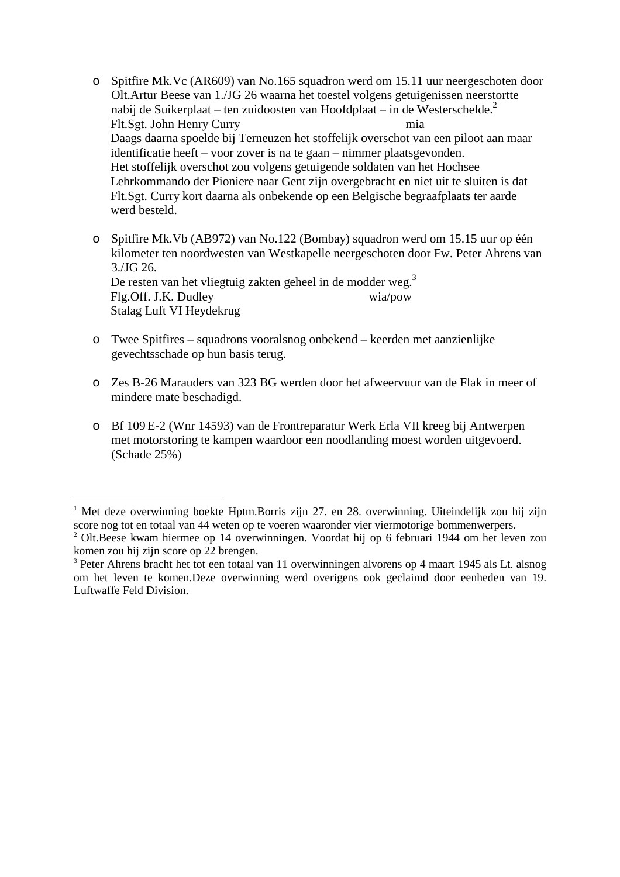- Spitfire Mk.Vc (AR609) van No.165 squadron werd om 15.11 uur neergeschoten door Olt.Artur Beese van 1./JG 26 waarna het toestel volgens getuigenissen neerstortte nabij de Suikerplaat – ten zuidoosten van Hoofdplaat – in de Westerschelde.[2]
  Flt.Sgt. John Henry Curry mia
  Daags daarna spoelde bij Terneuzen het stoffelijk overschot van een piloot aan maar identificatie heeft – voor zover is na te gaan – nimmer plaatsgevonden.
  Het stoffelijk overschot zou volgens getuigende soldaten van het Hochsee Lehrkommando der Pioniere naar Gent zijn overgebracht en niet uit te sluiten is dat Flt.Sgt. Curry kort daarna als onbekende op een Belgische begraafplaats ter aarde werd besteld.

- Spitfire Mk.Vb (AB972) van No.122 (Bombay) squadron werd om 15.15 uur op één kilometer ten noordwesten van Westkapelle neergeschoten door Fw. Peter Ahrens van 3./JG 26.
  De resten van het vliegtuig zakten geheel in de modder weg.[3]
  Flg.Off. J.K. Dudley wia/pow
  Stalag Luft VI Heydekrug

- Twee Spitfires – squadrons vooralsnog onbekend – keerden met aanzienlijke gevechtsschade op hun basis terug.

- Zes B-26 Marauders van 323 BG werden door het afweervuur van de Flak in meer of mindere mate beschadigd.

- Bf 109 E-2 (Wnr 14593) van de Frontreparatur Werk Erla VII kreeg bij Antwerpen met motorstoring te kampen waardoor een noodlanding moest worden uitgevoerd. (Schade 25%)

---

[1] Met deze overwinning boekte Hptm.Borris zijn 27. en 28. overwinning. Uiteindelijk zou hij zijn score nog tot en totaal van 44 weten op te voeren waaronder vier viermotorige bommenwerpers.

[2] Olt.Beese kwam hiermee op 14 overwinningen. Voordat hij op 6 februari 1944 om het leven zou komen zou hij zijn score op 22 brengen.

[3] Peter Ahrens bracht het tot een totaal van 11 overwinningen alvorens op 4 maart 1945 als Lt. alsnog om het leven te komen.Deze overwinning werd overigens ook geclaimd door eenheden van 19. Luftwaffe Feld Division.